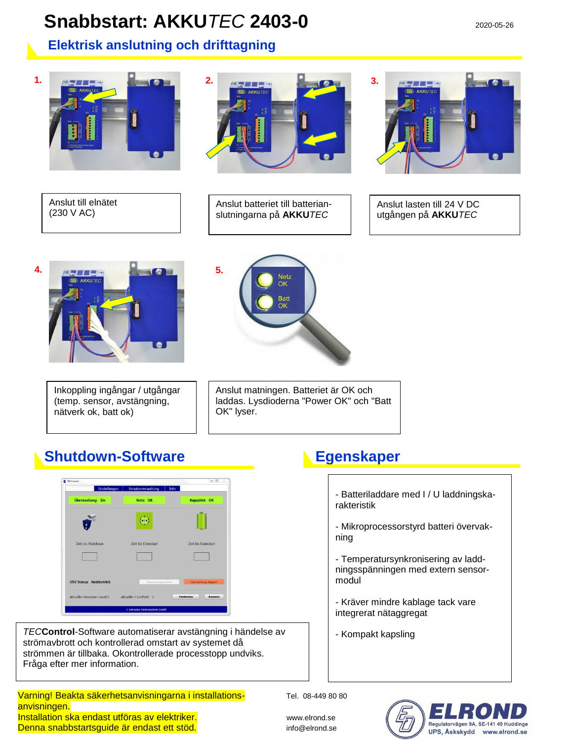# Snabbstart: AKKU*TEC* 2403-0

2020-05-26

## Elektrisk anslutning och drifttagning

**1.** Anslut till elnätet (230 V AC)

**2.** Anslut batteriet till batterian-slutningarna på **AKKU***TEC*

**3.** Anslut lasten till 24 V DC utgången på **AKKU***TEC*

**4.** Inkoppling ingångar / utgångar (temp. sensor, avstängning, nätverk ok, batt ok)

**5.** Anslut matningen. Batteriet är OK och laddas. Lysdioderna "Power OK" och "Batt OK" lyser.

## Shutdown-Software

*TEC***Control**-Software automatiserar avstängning i händelse av strömavbrott och kontrollerad omstart av systemet då strömmen är tillbaka. Okontrollerade processtopp undviks. Fråga efter mer information.

## Egenskaper

- Batteriladdare med I / U laddningska-rakteristik
- Mikroprocessorstyrd batteri övervak-ning
- Temperatursynkronisering av ladd-ningsspänningen med extern sensor-modul
- Kräver mindre kablage tack vare integrerat nätaggregat
- Kompakt kapsling

Varning! Beakta säkerhetsanvisningarna i installations-anvisningen.
Installation ska endast utföras av elektriker.
Denna snabbstartsguide är endast ett stöd.

Tel. 08-449 80 80

www.elrond.se
info@elrond.se

ELROND
Regulatorvägen 9A, SE-141 49 Huddinge
UPS, Åskskydd www.elrond.se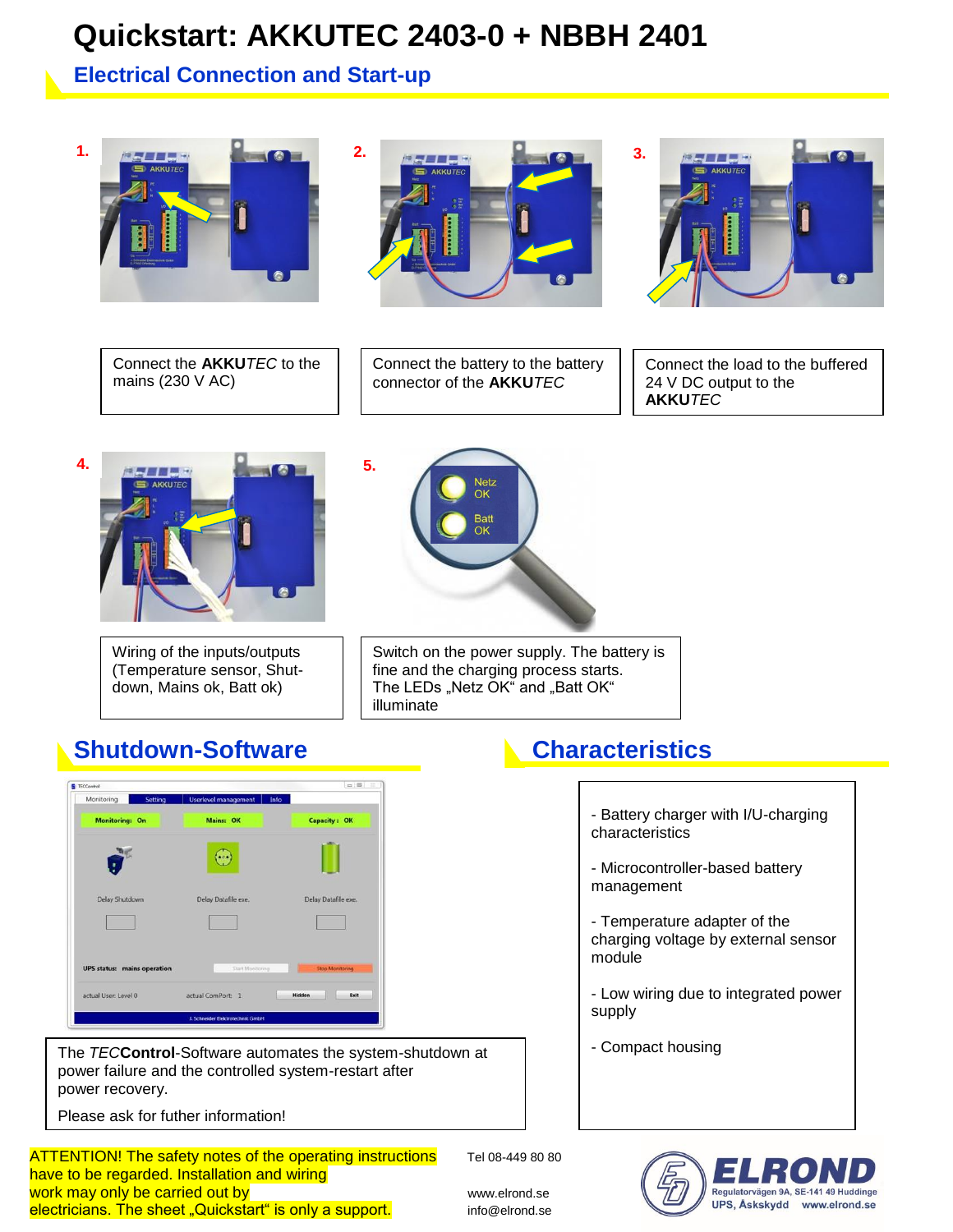# Quickstart: AKKUTEC 2403-0 + NBBH 2401

## Electrical Connection and Start-up

**1.**

Connect the **AKKU***TEC* to the mains (230 V AC)

**2.**

Connect the battery to the battery connector of the **AKKU***TEC*

**3.**

Connect the load to the buffered 24 V DC output to the **AKKU***TEC*

**4.**

Wiring of the inputs/outputs (Temperature sensor, Shut-down, Mains ok, Batt ok)

**5.**

Switch on the power supply. The battery is fine and the charging process starts. The LEDs „Netz OK“ and „Batt OK“ illuminate

## Shutdown-Software

The *TEC***Control**-Software automates the system-shutdown at power failure and the controlled system-restart after power recovery.

Please ask for futher information!

## Characteristics

- Battery charger with I/U-charging characteristics

- Microcontroller-based battery management

- Temperature adapter of the charging voltage by external sensor module

- Low wiring due to integrated power supply

- Compact housing

ATTENTION! The safety notes of the operating instructions have to be regarded. Installation and wiring work may only be carried out by electricians. The sheet „Quickstart“ is only a support.

Tel 08-449 80 80

www.elrond.se
info@elrond.se

ELROND
Regulatorvägen 9A, SE-141 49 Huddinge
UPS, Åskskydd www.elrond.se